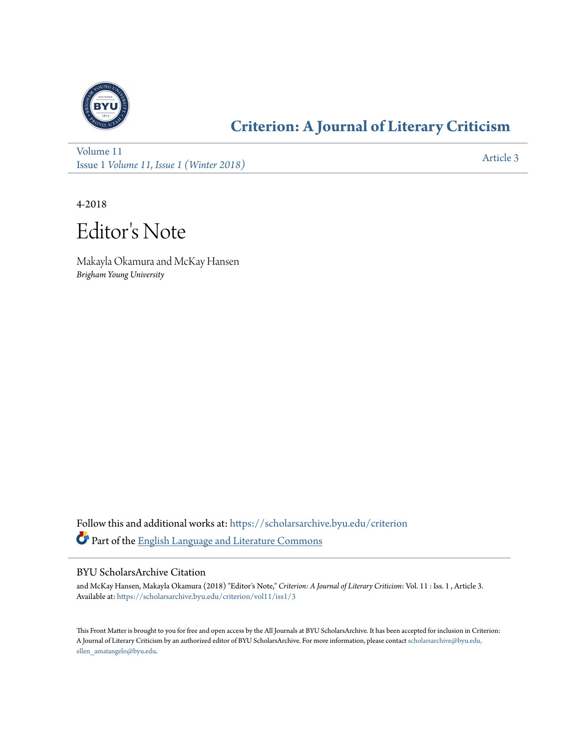# Criterion: A Journal of Literary Criticism

Volume 11
Issue 1 *Volume 11, Issue 1 (Winter 2018)*

Article 3

4-2018

# Editor's Note

Makayla Okamura and McKay Hansen
*Brigham Young University*

Follow this and additional works at: https://scholarsarchive.byu.edu/criterion

Part of the English Language and Literature Commons

## BYU ScholarsArchive Citation

and McKay Hansen, Makayla Okamura (2018) "Editor's Note," *Criterion: A Journal of Literary Criticism*: Vol. 11 : Iss. 1 , Article 3.
Available at: https://scholarsarchive.byu.edu/criterion/vol11/iss1/3

This Front Matter is brought to you for free and open access by the All Journals at BYU ScholarsArchive. It has been accepted for inclusion in Criterion: A Journal of Literary Criticism by an authorized editor of BYU ScholarsArchive. For more information, please contact scholarsarchive@byu.edu, ellen_amatangelo@byu.edu.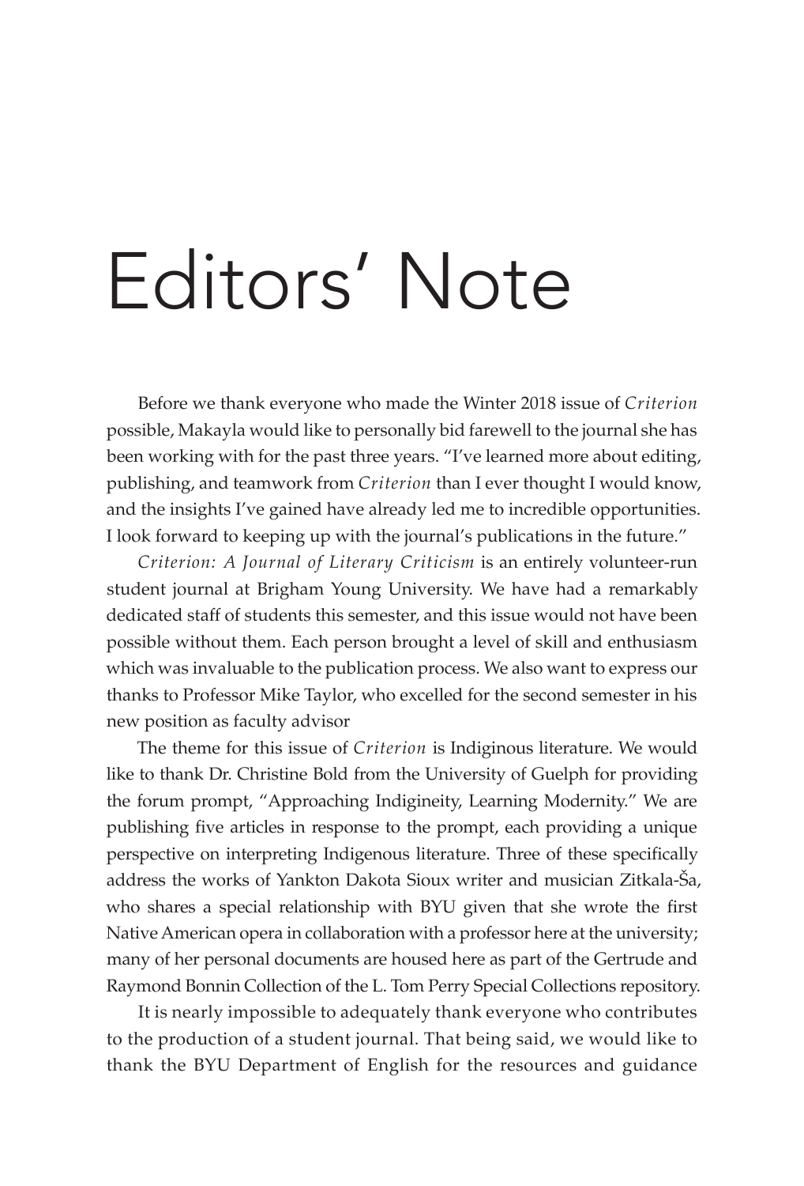# Editors' Note

Before we thank everyone who made the Winter 2018 issue of *Criterion* possible, Makayla would like to personally bid farewell to the journal she has been working with for the past three years. "I've learned more about editing, publishing, and teamwork from *Criterion* than I ever thought I would know, and the insights I've gained have already led me to incredible opportunities. I look forward to keeping up with the journal's publications in the future."

*Criterion: A Journal of Literary Criticism* is an entirely volunteer-run student journal at Brigham Young University. We have had a remarkably dedicated staff of students this semester, and this issue would not have been possible without them. Each person brought a level of skill and enthusiasm which was invaluable to the publication process. We also want to express our thanks to Professor Mike Taylor, who excelled for the second semester in his new position as faculty advisor

The theme for this issue of *Criterion* is Indiginous literature. We would like to thank Dr. Christine Bold from the University of Guelph for providing the forum prompt, "Approaching Indigineity, Learning Modernity." We are publishing five articles in response to the prompt, each providing a unique perspective on interpreting Indigenous literature. Three of these specifically address the works of Yankton Dakota Sioux writer and musician Zitkala-Ša, who shares a special relationship with BYU given that she wrote the first Native American opera in collaboration with a professor here at the university; many of her personal documents are housed here as part of the Gertrude and Raymond Bonnin Collection of the L. Tom Perry Special Collections repository.

It is nearly impossible to adequately thank everyone who contributes to the production of a student journal. That being said, we would like to thank the BYU Department of English for the resources and guidance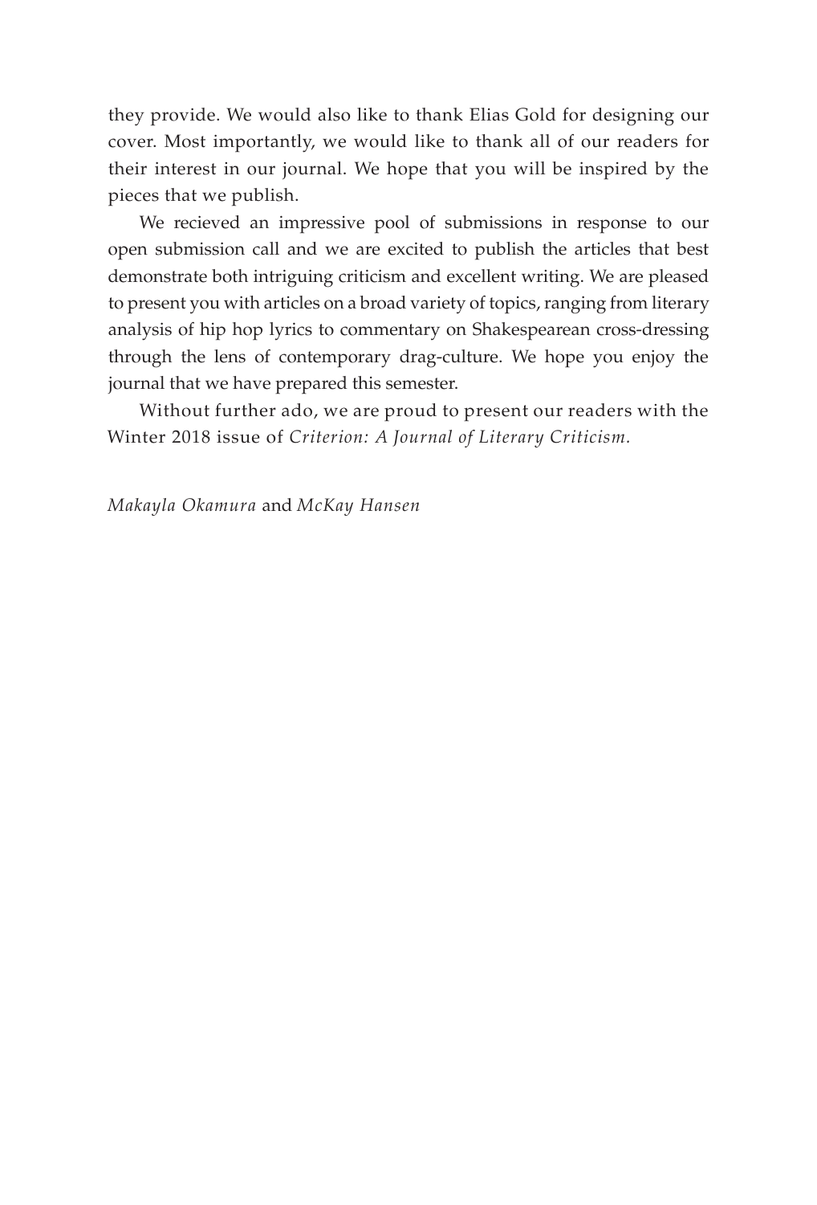they provide. We would also like to thank Elias Gold for designing our cover. Most importantly, we would like to thank all of our readers for their interest in our journal. We hope that you will be inspired by the pieces that we publish.

We recieved an impressive pool of submissions in response to our open submission call and we are excited to publish the articles that best demonstrate both intriguing criticism and excellent writing. We are pleased to present you with articles on a broad variety of topics, ranging from literary analysis of hip hop lyrics to commentary on Shakespearean cross-dressing through the lens of contemporary drag-culture. We hope you enjoy the journal that we have prepared this semester.

Without further ado, we are proud to present our readers with the Winter 2018 issue of *Criterion: A Journal of Literary Criticism.*

*Makayla Okamura* and *McKay Hansen*